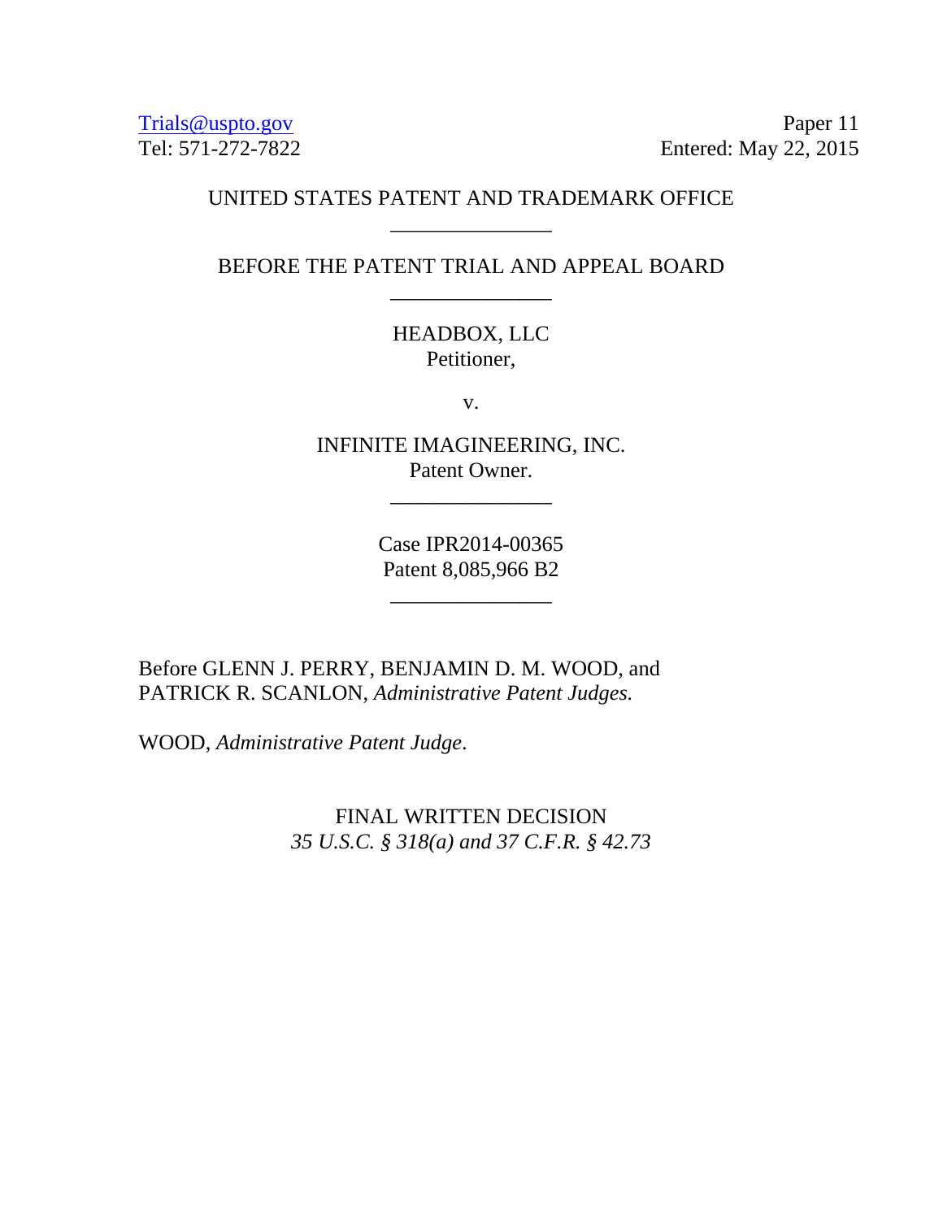[Trials@uspto.gov](mailto:Trials@uspto.gov)
Tel: 571-272-7822

Paper 11
Entered: May 22, 2015

UNITED STATES PATENT AND TRADEMARK OFFICE

\_\_\_\_\_\_\_\_\_\_\_\_\_\_\_

BEFORE THE PATENT TRIAL AND APPEAL BOARD

\_\_\_\_\_\_\_\_\_\_\_\_\_\_\_

HEADBOX, LLC
Petitioner,

v.

INFINITE IMAGINEERING, INC.
Patent Owner.

\_\_\_\_\_\_\_\_\_\_\_\_\_\_\_

Case IPR2014-00365
Patent 8,085,966 B2

\_\_\_\_\_\_\_\_\_\_\_\_\_\_\_

Before GLENN J. PERRY, BENJAMIN D. M. WOOD, and PATRICK R. SCANLON, *Administrative Patent Judges.*

WOOD, *Administrative Patent Judge*.

FINAL WRITTEN DECISION
*35 U.S.C. § 318(a) and 37 C.F.R. § 42.73*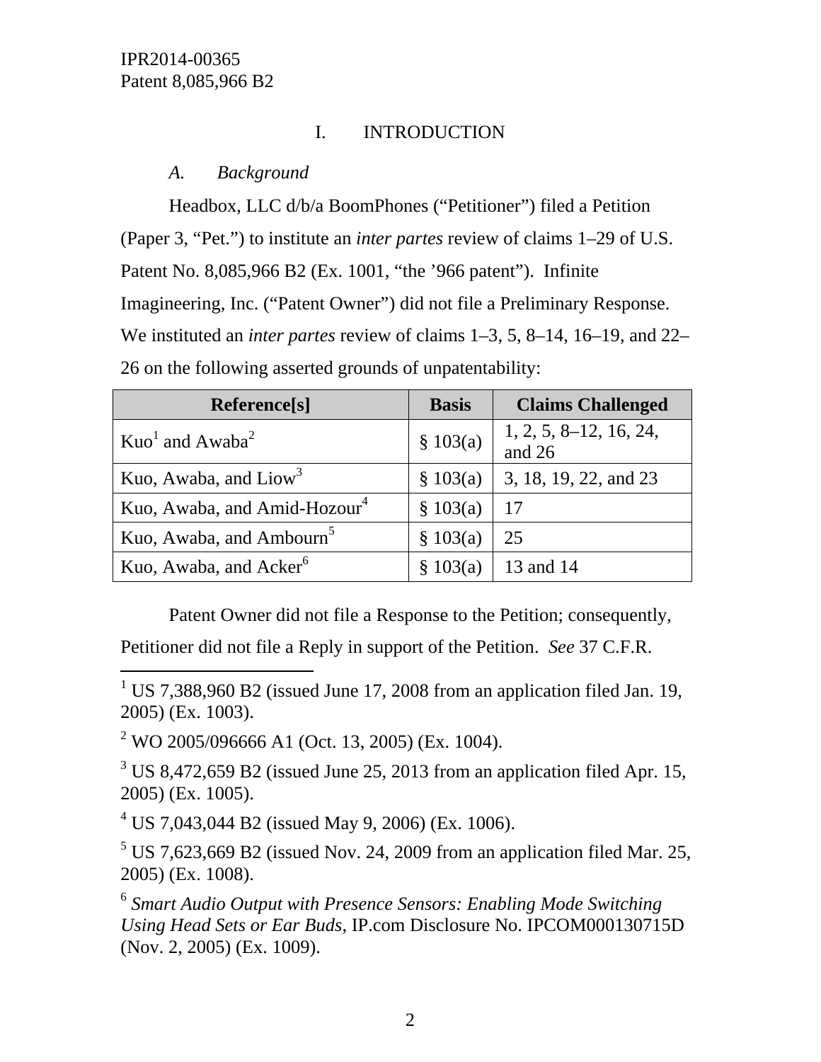# I. INTRODUCTION

## *A. Background*

Headbox, LLC d/b/a BoomPhones ("Petitioner") filed a Petition (Paper 3, "Pet.") to institute an *inter partes* review of claims 1–29 of U.S. Patent No. 8,085,966 B2 (Ex. 1001, "the '966 patent"). Infinite Imagineering, Inc. ("Patent Owner") did not file a Preliminary Response. We instituted an *inter partes* review of claims 1–3, 5, 8–14, 16–19, and 22–26 on the following asserted grounds of unpatentability:

| Reference[s] | Basis | Claims Challenged |
|---|---|---|
| Kuo[1] and Awaba[2] | § 103(a) | 1, 2, 5, 8–12, 16, 24, and 26 |
| Kuo, Awaba, and Liow[3] | § 103(a) | 3, 18, 19, 22, and 23 |
| Kuo, Awaba, and Amid-Hozour[4] | § 103(a) | 17 |
| Kuo, Awaba, and Ambourn[5] | § 103(a) | 25 |
| Kuo, Awaba, and Acker[6] | § 103(a) | 13 and 14 |

Patent Owner did not file a Response to the Petition; consequently, Petitioner did not file a Reply in support of the Petition. *See* 37 C.F.R.

---

[1] US 7,388,960 B2 (issued June 17, 2008 from an application filed Jan. 19, 2005) (Ex. 1003).

[2] WO 2005/096666 A1 (Oct. 13, 2005) (Ex. 1004).

[3] US 8,472,659 B2 (issued June 25, 2013 from an application filed Apr. 15, 2005) (Ex. 1005).

[4] US 7,043,044 B2 (issued May 9, 2006) (Ex. 1006).

[5] US 7,623,669 B2 (issued Nov. 24, 2009 from an application filed Mar. 25, 2005) (Ex. 1008).

[6] *Smart Audio Output with Presence Sensors: Enabling Mode Switching Using Head Sets or Ear Buds*, IP.com Disclosure No. IPCOM000130715D (Nov. 2, 2005) (Ex. 1009).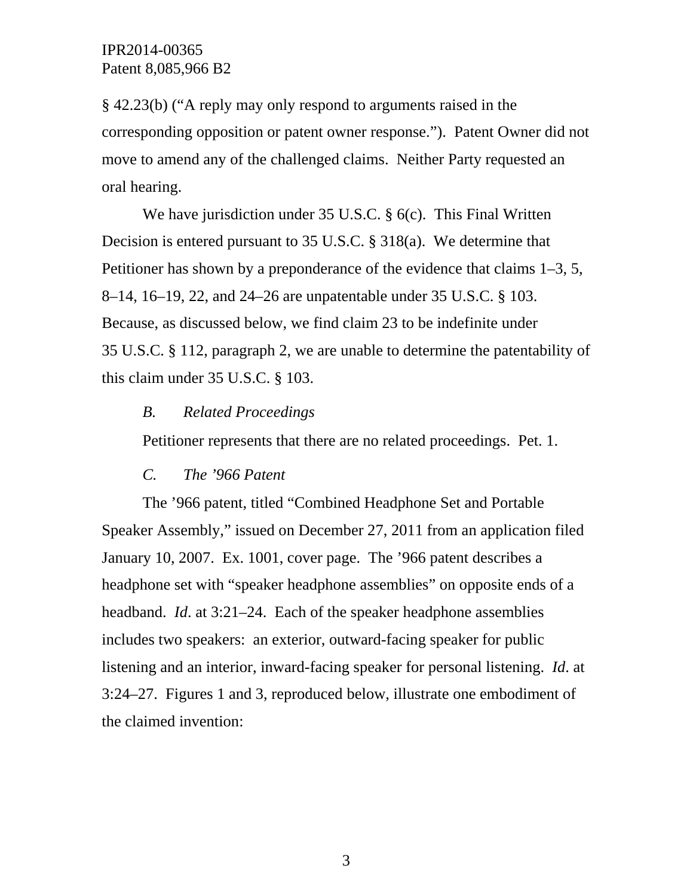§ 42.23(b) ("A reply may only respond to arguments raised in the corresponding opposition or patent owner response."). Patent Owner did not move to amend any of the challenged claims. Neither Party requested an oral hearing.

We have jurisdiction under 35 U.S.C. § 6(c). This Final Written Decision is entered pursuant to 35 U.S.C. § 318(a). We determine that Petitioner has shown by a preponderance of the evidence that claims 1–3, 5, 8–14, 16–19, 22, and 24–26 are unpatentable under 35 U.S.C. § 103. Because, as discussed below, we find claim 23 to be indefinite under 35 U.S.C. § 112, paragraph 2, we are unable to determine the patentability of this claim under 35 U.S.C. § 103.

### *B. Related Proceedings*

Petitioner represents that there are no related proceedings. Pet. 1.

### *C. The '966 Patent*

The '966 patent, titled "Combined Headphone Set and Portable Speaker Assembly," issued on December 27, 2011 from an application filed January 10, 2007. Ex. 1001, cover page. The '966 patent describes a headphone set with "speaker headphone assemblies" on opposite ends of a headband. *Id*. at 3:21–24. Each of the speaker headphone assemblies includes two speakers: an exterior, outward-facing speaker for public listening and an interior, inward-facing speaker for personal listening. *Id*. at 3:24–27. Figures 1 and 3, reproduced below, illustrate one embodiment of the claimed invention: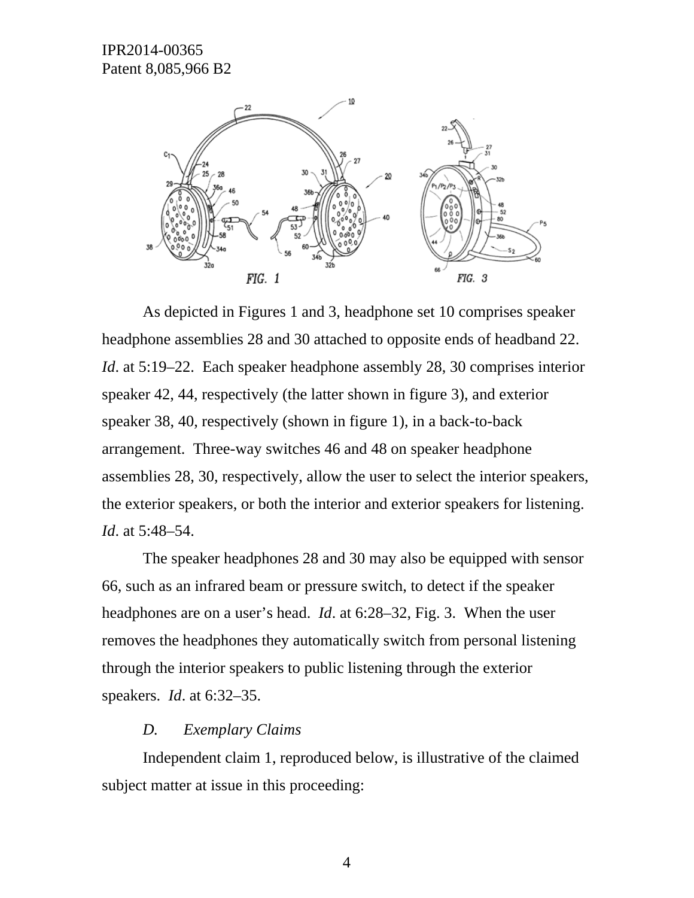FIG. 1

FIG. 3

As depicted in Figures 1 and 3, headphone set 10 comprises speaker headphone assemblies 28 and 30 attached to opposite ends of headband 22. *Id*. at 5:19–22. Each speaker headphone assembly 28, 30 comprises interior speaker 42, 44, respectively (the latter shown in figure 3), and exterior speaker 38, 40, respectively (shown in figure 1), in a back-to-back arrangement. Three-way switches 46 and 48 on speaker headphone assemblies 28, 30, respectively, allow the user to select the interior speakers, the exterior speakers, or both the interior and exterior speakers for listening. *Id*. at 5:48–54.

The speaker headphones 28 and 30 may also be equipped with sensor 66, such as an infrared beam or pressure switch, to detect if the speaker headphones are on a user's head. *Id*. at 6:28–32, Fig. 3. When the user removes the headphones they automatically switch from personal listening through the interior speakers to public listening through the exterior speakers. *Id*. at 6:32–35.

### *D. Exemplary Claims*

Independent claim 1, reproduced below, is illustrative of the claimed subject matter at issue in this proceeding: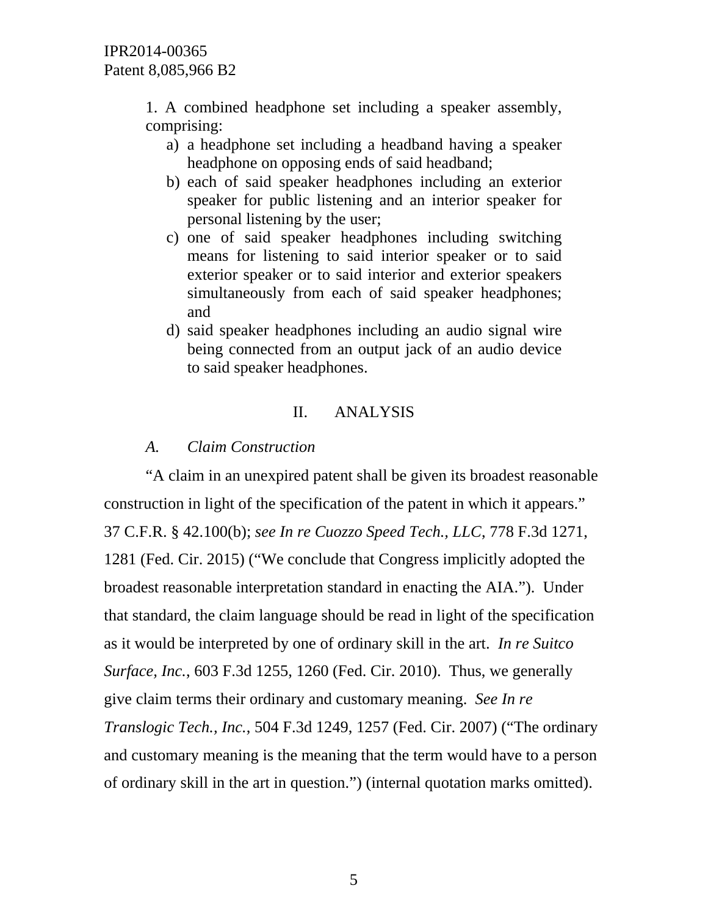1. A combined headphone set including a speaker assembly, comprising:

   a) a headphone set including a headband having a speaker headphone on opposing ends of said headband;
   b) each of said speaker headphones including an exterior speaker for public listening and an interior speaker for personal listening by the user;
   c) one of said speaker headphones including switching means for listening to said interior speaker or to said exterior speaker or to said interior and exterior speakers simultaneously from each of said speaker headphones; and
   d) said speaker headphones including an audio signal wire being connected from an output jack of an audio device to said speaker headphones.

## II. ANALYSIS

### *A. Claim Construction*

"A claim in an unexpired patent shall be given its broadest reasonable construction in light of the specification of the patent in which it appears." 37 C.F.R. § 42.100(b); *see In re Cuozzo Speed Tech., LLC*, 778 F.3d 1271, 1281 (Fed. Cir. 2015) ("We conclude that Congress implicitly adopted the broadest reasonable interpretation standard in enacting the AIA."). Under that standard, the claim language should be read in light of the specification as it would be interpreted by one of ordinary skill in the art. *In re Suitco Surface, Inc.*, 603 F.3d 1255, 1260 (Fed. Cir. 2010). Thus, we generally give claim terms their ordinary and customary meaning. *See In re Translogic Tech., Inc.*, 504 F.3d 1249, 1257 (Fed. Cir. 2007) ("The ordinary and customary meaning is the meaning that the term would have to a person of ordinary skill in the art in question.") (internal quotation marks omitted).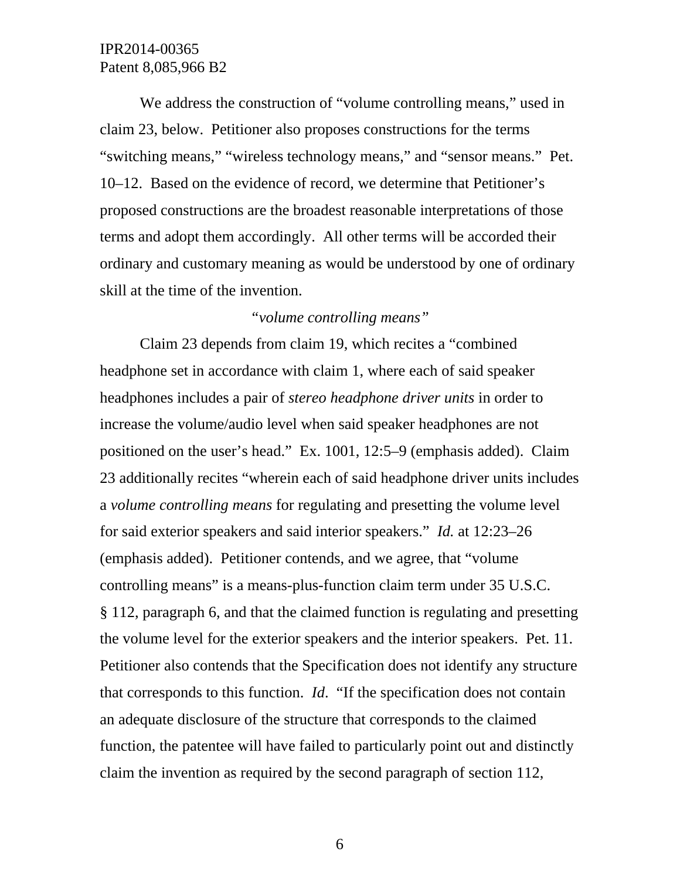We address the construction of "volume controlling means," used in claim 23, below. Petitioner also proposes constructions for the terms "switching means," "wireless technology means," and "sensor means." Pet. 10–12. Based on the evidence of record, we determine that Petitioner's proposed constructions are the broadest reasonable interpretations of those terms and adopt them accordingly. All other terms will be accorded their ordinary and customary meaning as would be understood by one of ordinary skill at the time of the invention.

*"volume controlling means"*

Claim 23 depends from claim 19, which recites a "combined headphone set in accordance with claim 1, where each of said speaker headphones includes a pair of *stereo headphone driver units* in order to increase the volume/audio level when said speaker headphones are not positioned on the user's head." Ex. 1001, 12:5–9 (emphasis added). Claim 23 additionally recites "wherein each of said headphone driver units includes a *volume controlling means* for regulating and presetting the volume level for said exterior speakers and said interior speakers." *Id.* at 12:23–26 (emphasis added). Petitioner contends, and we agree, that "volume controlling means" is a means-plus-function claim term under 35 U.S.C. § 112, paragraph 6, and that the claimed function is regulating and presetting the volume level for the exterior speakers and the interior speakers. Pet. 11. Petitioner also contends that the Specification does not identify any structure that corresponds to this function. *Id*. "If the specification does not contain an adequate disclosure of the structure that corresponds to the claimed function, the patentee will have failed to particularly point out and distinctly claim the invention as required by the second paragraph of section 112,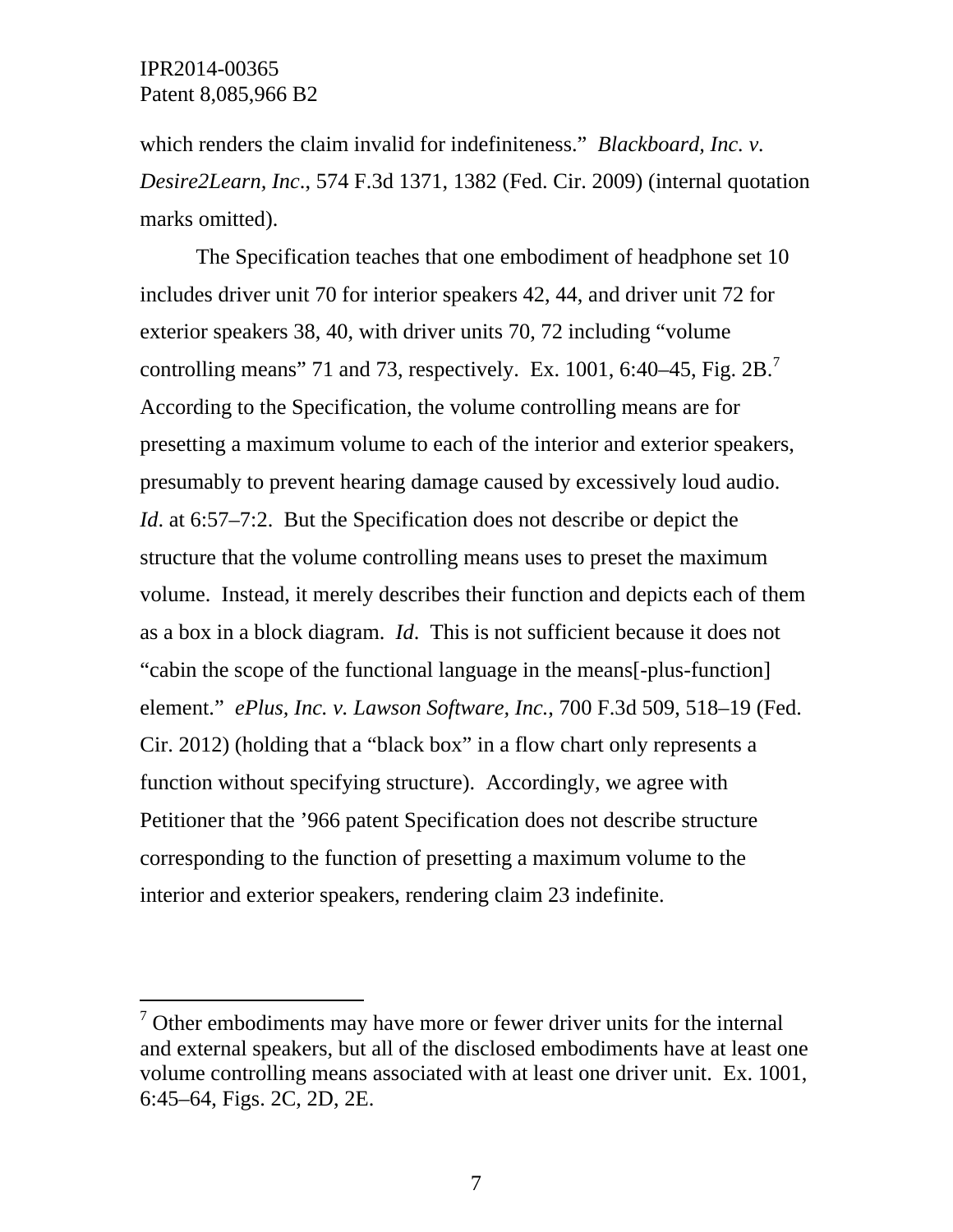which renders the claim invalid for indefiniteness." *Blackboard, Inc. v. Desire2Learn, Inc.*, 574 F.3d 1371, 1382 (Fed. Cir. 2009) (internal quotation marks omitted).

The Specification teaches that one embodiment of headphone set 10 includes driver unit 70 for interior speakers 42, 44, and driver unit 72 for exterior speakers 38, 40, with driver units 70, 72 including "volume controlling means" 71 and 73, respectively. Ex. 1001, 6:40–45, Fig. 2B.[7] According to the Specification, the volume controlling means are for presetting a maximum volume to each of the interior and exterior speakers, presumably to prevent hearing damage caused by excessively loud audio. *Id*. at 6:57–7:2. But the Specification does not describe or depict the structure that the volume controlling means uses to preset the maximum volume. Instead, it merely describes their function and depicts each of them as a box in a block diagram. *Id*. This is not sufficient because it does not "cabin the scope of the functional language in the means[-plus-function] element." *ePlus, Inc. v. Lawson Software, Inc.*, 700 F.3d 509, 518–19 (Fed. Cir. 2012) (holding that a "black box" in a flow chart only represents a function without specifying structure). Accordingly, we agree with Petitioner that the '966 patent Specification does not describe structure corresponding to the function of presetting a maximum volume to the interior and exterior speakers, rendering claim 23 indefinite.

---

[7] Other embodiments may have more or fewer driver units for the internal and external speakers, but all of the disclosed embodiments have at least one volume controlling means associated with at least one driver unit. Ex. 1001, 6:45–64, Figs. 2C, 2D, 2E.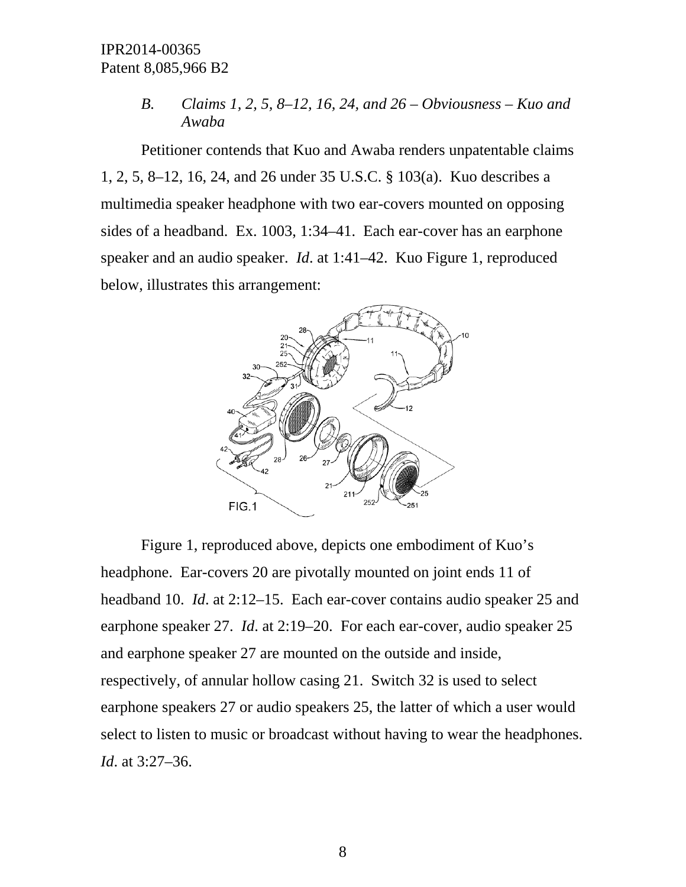### *B. Claims 1, 2, 5, 8–12, 16, 24, and 26 – Obviousness – Kuo and Awaba*

Petitioner contends that Kuo and Awaba renders unpatentable claims 1, 2, 5, 8–12, 16, 24, and 26 under 35 U.S.C. § 103(a). Kuo describes a multimedia speaker headphone with two ear-covers mounted on opposing sides of a headband. Ex. 1003, 1:34–41. Each ear-cover has an earphone speaker and an audio speaker. *Id*. at 1:41–42. Kuo Figure 1, reproduced below, illustrates this arrangement:

Figure 1, reproduced above, depicts one embodiment of Kuo's headphone. Ear-covers 20 are pivotally mounted on joint ends 11 of headband 10. *Id*. at 2:12–15. Each ear-cover contains audio speaker 25 and earphone speaker 27. *Id*. at 2:19–20. For each ear-cover, audio speaker 25 and earphone speaker 27 are mounted on the outside and inside, respectively, of annular hollow casing 21. Switch 32 is used to select earphone speakers 27 or audio speakers 25, the latter of which a user would select to listen to music or broadcast without having to wear the headphones. *Id*. at 3:27–36.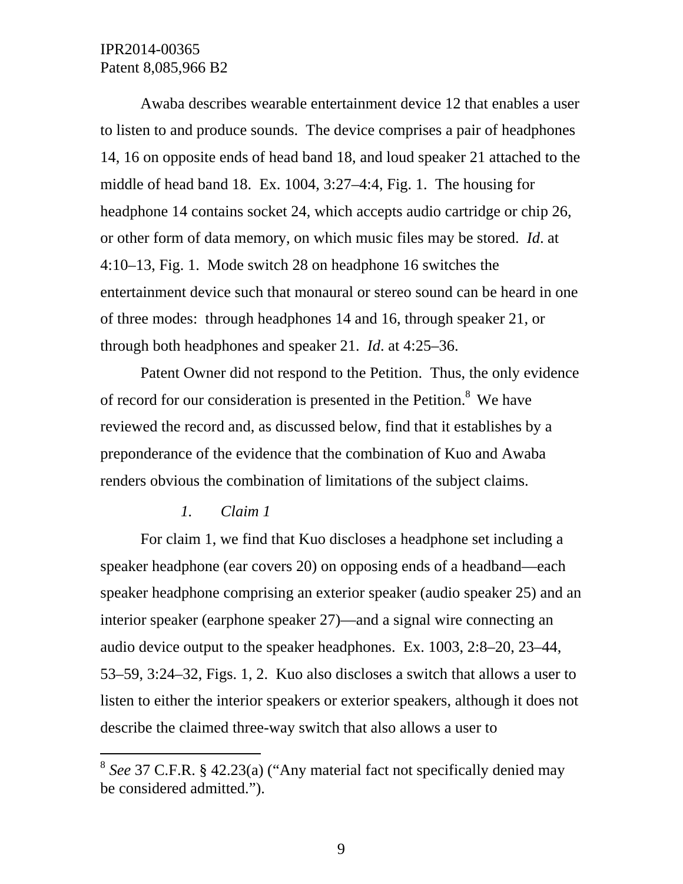Awaba describes wearable entertainment device 12 that enables a user to listen to and produce sounds. The device comprises a pair of headphones 14, 16 on opposite ends of head band 18, and loud speaker 21 attached to the middle of head band 18. Ex. 1004, 3:27–4:4, Fig. 1. The housing for headphone 14 contains socket 24, which accepts audio cartridge or chip 26, or other form of data memory, on which music files may be stored. *Id*. at 4:10–13, Fig. 1. Mode switch 28 on headphone 16 switches the entertainment device such that monaural or stereo sound can be heard in one of three modes: through headphones 14 and 16, through speaker 21, or through both headphones and speaker 21. *Id*. at 4:25–36.

Patent Owner did not respond to the Petition. Thus, the only evidence of record for our consideration is presented in the Petition.[8] We have reviewed the record and, as discussed below, find that it establishes by a preponderance of the evidence that the combination of Kuo and Awaba renders obvious the combination of limitations of the subject claims.

### *1. Claim 1*

For claim 1, we find that Kuo discloses a headphone set including a speaker headphone (ear covers 20) on opposing ends of a headband—each speaker headphone comprising an exterior speaker (audio speaker 25) and an interior speaker (earphone speaker 27)—and a signal wire connecting an audio device output to the speaker headphones. Ex. 1003, 2:8–20, 23–44, 53–59, 3:24–32, Figs. 1, 2. Kuo also discloses a switch that allows a user to listen to either the interior speakers or exterior speakers, although it does not describe the claimed three-way switch that also allows a user to

---

[8] *See* 37 C.F.R. § 42.23(a) ("Any material fact not specifically denied may be considered admitted.").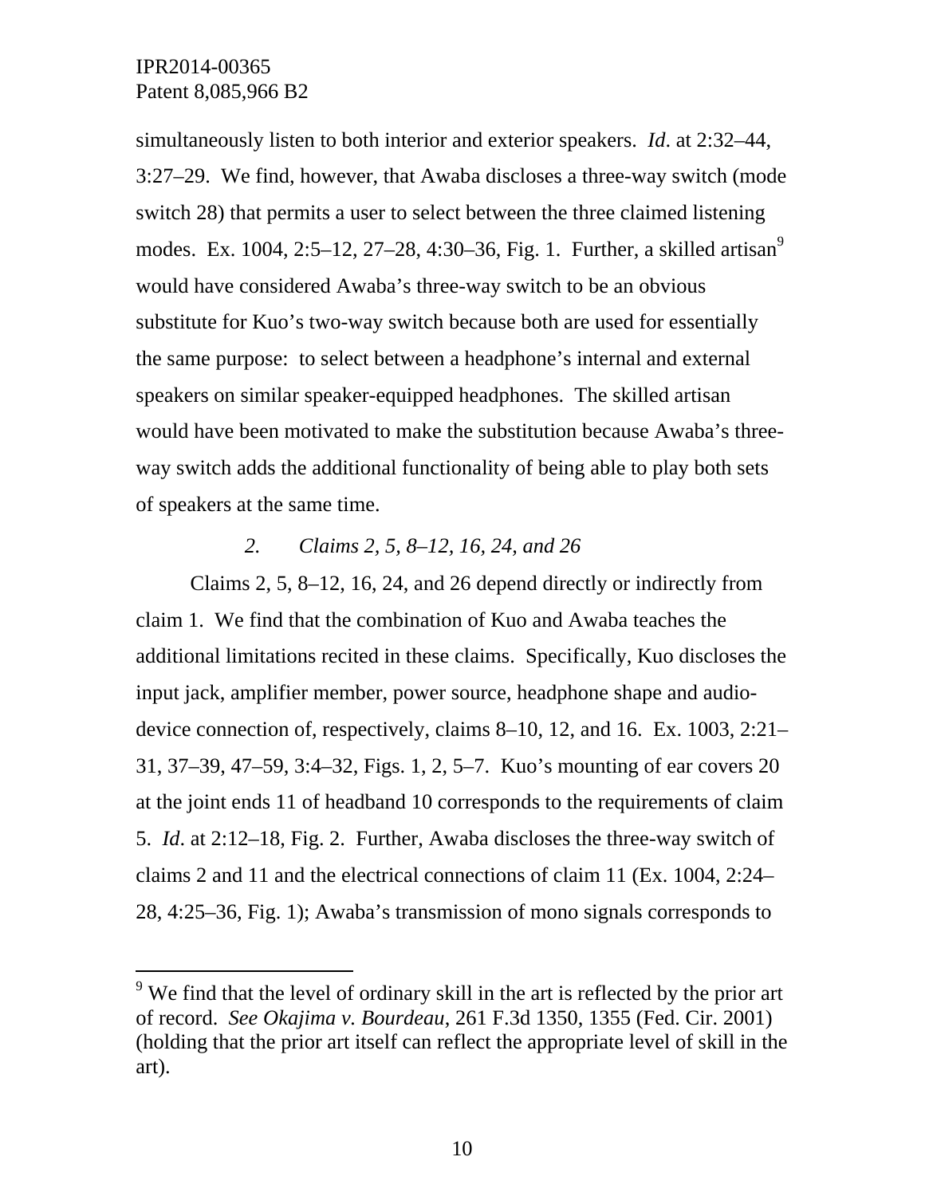simultaneously listen to both interior and exterior speakers. *Id*. at 2:32–44, 3:27–29. We find, however, that Awaba discloses a three-way switch (mode switch 28) that permits a user to select between the three claimed listening modes. Ex. 1004, 2:5–12, 27–28, 4:30–36, Fig. 1. Further, a skilled artisan[9] would have considered Awaba's three-way switch to be an obvious substitute for Kuo's two-way switch because both are used for essentially the same purpose: to select between a headphone's internal and external speakers on similar speaker-equipped headphones. The skilled artisan would have been motivated to make the substitution because Awaba's three-way switch adds the additional functionality of being able to play both sets of speakers at the same time.

### *2. Claims 2, 5, 8–12, 16, 24, and 26*

Claims 2, 5, 8–12, 16, 24, and 26 depend directly or indirectly from claim 1. We find that the combination of Kuo and Awaba teaches the additional limitations recited in these claims. Specifically, Kuo discloses the input jack, amplifier member, power source, headphone shape and audio-device connection of, respectively, claims 8–10, 12, and 16. Ex. 1003, 2:21–31, 37–39, 47–59, 3:4–32, Figs. 1, 2, 5–7. Kuo's mounting of ear covers 20 at the joint ends 11 of headband 10 corresponds to the requirements of claim 5. *Id*. at 2:12–18, Fig. 2. Further, Awaba discloses the three-way switch of claims 2 and 11 and the electrical connections of claim 11 (Ex. 1004, 2:24–28, 4:25–36, Fig. 1); Awaba's transmission of mono signals corresponds to

---

[9] We find that the level of ordinary skill in the art is reflected by the prior art of record. *See Okajima v. Bourdeau*, 261 F.3d 1350, 1355 (Fed. Cir. 2001) (holding that the prior art itself can reflect the appropriate level of skill in the art).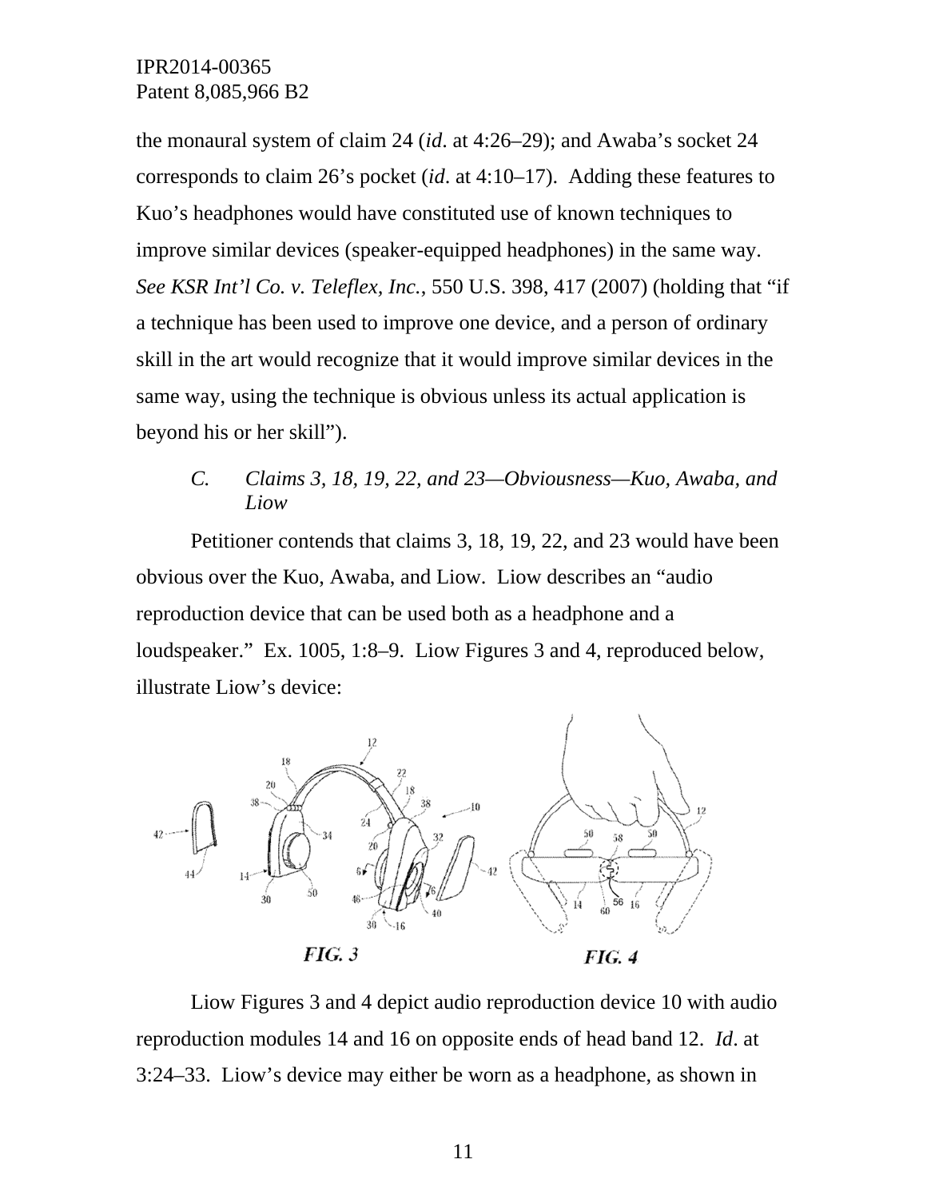the monaural system of claim 24 (*id*. at 4:26–29); and Awaba's socket 24 corresponds to claim 26's pocket (*id*. at 4:10–17). Adding these features to Kuo's headphones would have constituted use of known techniques to improve similar devices (speaker-equipped headphones) in the same way. *See KSR Int'l Co. v. Teleflex, Inc.*, 550 U.S. 398, 417 (2007) (holding that "if a technique has been used to improve one device, and a person of ordinary skill in the art would recognize that it would improve similar devices in the same way, using the technique is obvious unless its actual application is beyond his or her skill").

### *C. Claims 3, 18, 19, 22, and 23—Obviousness—Kuo, Awaba, and Liow*

Petitioner contends that claims 3, 18, 19, 22, and 23 would have been obvious over the Kuo, Awaba, and Liow. Liow describes an "audio reproduction device that can be used both as a headphone and a loudspeaker." Ex. 1005, 1:8–9. Liow Figures 3 and 4, reproduced below, illustrate Liow's device:

FIG. 3 FIG. 4

Liow Figures 3 and 4 depict audio reproduction device 10 with audio reproduction modules 14 and 16 on opposite ends of head band 12. *Id*. at 3:24–33. Liow's device may either be worn as a headphone, as shown in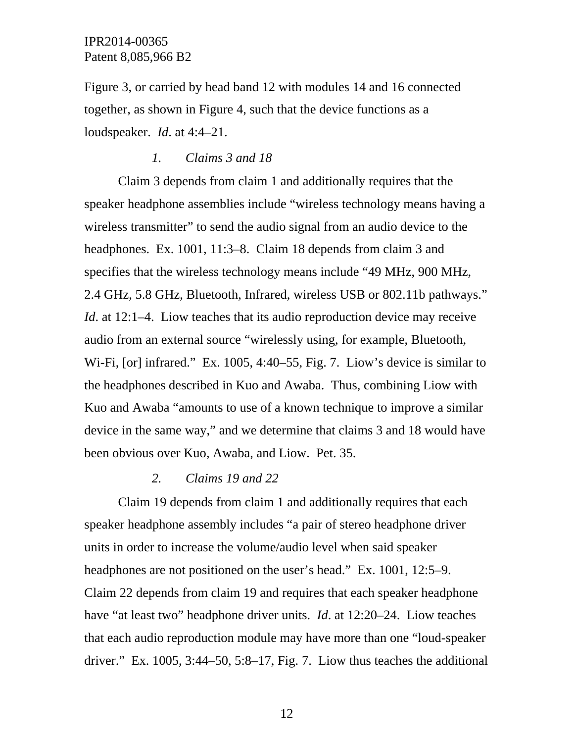Figure 3, or carried by head band 12 with modules 14 and 16 connected together, as shown in Figure 4, such that the device functions as a loudspeaker. *Id*. at 4:4–21.

*1. Claims 3 and 18*

Claim 3 depends from claim 1 and additionally requires that the speaker headphone assemblies include “wireless technology means having a wireless transmitter” to send the audio signal from an audio device to the headphones. Ex. 1001, 11:3–8. Claim 18 depends from claim 3 and specifies that the wireless technology means include “49 MHz, 900 MHz, 2.4 GHz, 5.8 GHz, Bluetooth, Infrared, wireless USB or 802.11b pathways.” *Id*. at 12:1–4. Liow teaches that its audio reproduction device may receive audio from an external source “wirelessly using, for example, Bluetooth, Wi-Fi, [or] infrared.” Ex. 1005, 4:40–55, Fig. 7. Liow’s device is similar to the headphones described in Kuo and Awaba. Thus, combining Liow with Kuo and Awaba “amounts to use of a known technique to improve a similar device in the same way,” and we determine that claims 3 and 18 would have been obvious over Kuo, Awaba, and Liow. Pet. 35.

*2. Claims 19 and 22*

Claim 19 depends from claim 1 and additionally requires that each speaker headphone assembly includes “a pair of stereo headphone driver units in order to increase the volume/audio level when said speaker headphones are not positioned on the user’s head.” Ex. 1001, 12:5–9. Claim 22 depends from claim 19 and requires that each speaker headphone have “at least two” headphone driver units. *Id*. at 12:20–24. Liow teaches that each audio reproduction module may have more than one “loud-speaker driver.” Ex. 1005, 3:44–50, 5:8–17, Fig. 7. Liow thus teaches the additional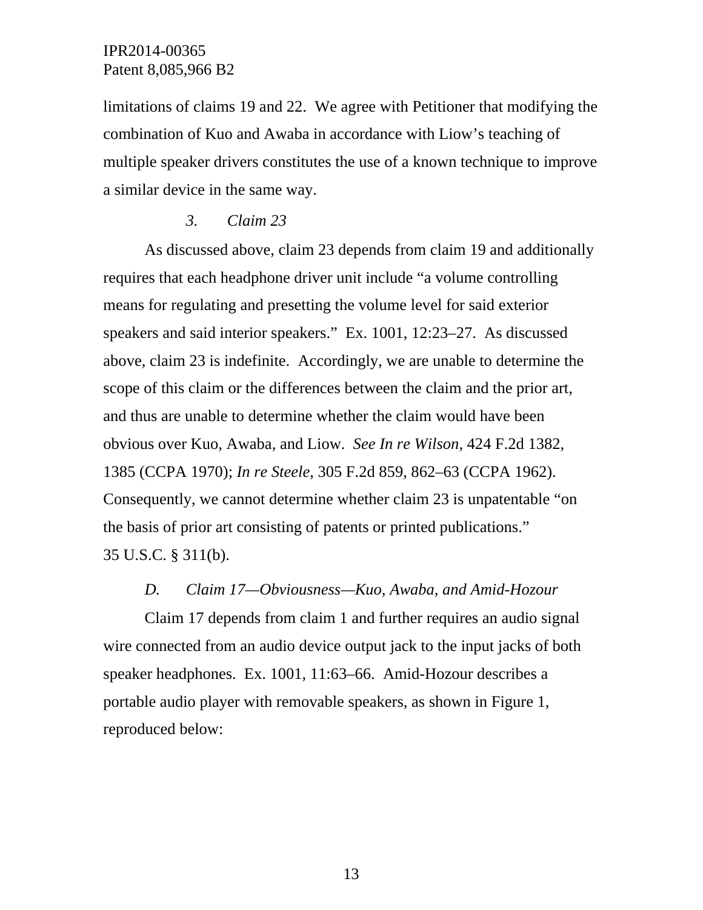limitations of claims 19 and 22. We agree with Petitioner that modifying the combination of Kuo and Awaba in accordance with Liow's teaching of multiple speaker drivers constitutes the use of a known technique to improve a similar device in the same way.

### *3. Claim 23*

As discussed above, claim 23 depends from claim 19 and additionally requires that each headphone driver unit include "a volume controlling means for regulating and presetting the volume level for said exterior speakers and said interior speakers." Ex. 1001, 12:23–27. As discussed above, claim 23 is indefinite. Accordingly, we are unable to determine the scope of this claim or the differences between the claim and the prior art, and thus are unable to determine whether the claim would have been obvious over Kuo, Awaba, and Liow. *See In re Wilson*, 424 F.2d 1382, 1385 (CCPA 1970); *In re Steele*, 305 F.2d 859, 862–63 (CCPA 1962). Consequently, we cannot determine whether claim 23 is unpatentable "on the basis of prior art consisting of patents or printed publications." 35 U.S.C. § 311(b).

## *D. Claim 17—Obviousness—Kuo, Awaba, and Amid-Hozour*

Claim 17 depends from claim 1 and further requires an audio signal wire connected from an audio device output jack to the input jacks of both speaker headphones. Ex. 1001, 11:63–66. Amid-Hozour describes a portable audio player with removable speakers, as shown in Figure 1, reproduced below: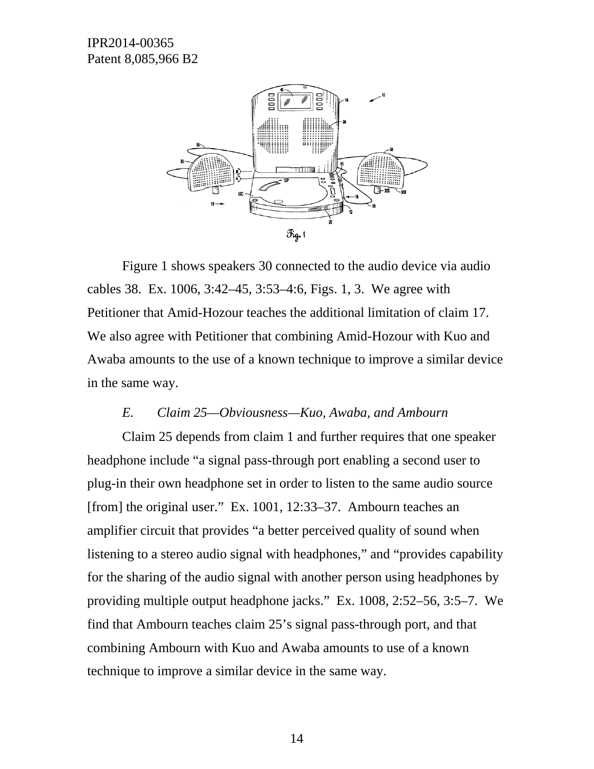Figure 1 shows speakers 30 connected to the audio device via audio cables 38. Ex. 1006, 3:42–45, 3:53–4:6, Figs. 1, 3. We agree with Petitioner that Amid-Hozour teaches the additional limitation of claim 17. We also agree with Petitioner that combining Amid-Hozour with Kuo and Awaba amounts to the use of a known technique to improve a similar device in the same way.

### *E. Claim 25—Obviousness—Kuo, Awaba, and Ambourn*

Claim 25 depends from claim 1 and further requires that one speaker headphone include "a signal pass-through port enabling a second user to plug-in their own headphone set in order to listen to the same audio source [from] the original user." Ex. 1001, 12:33–37. Ambourn teaches an amplifier circuit that provides "a better perceived quality of sound when listening to a stereo audio signal with headphones," and "provides capability for the sharing of the audio signal with another person using headphones by providing multiple output headphone jacks." Ex. 1008, 2:52–56, 3:5–7. We find that Ambourn teaches claim 25's signal pass-through port, and that combining Ambourn with Kuo and Awaba amounts to use of a known technique to improve a similar device in the same way.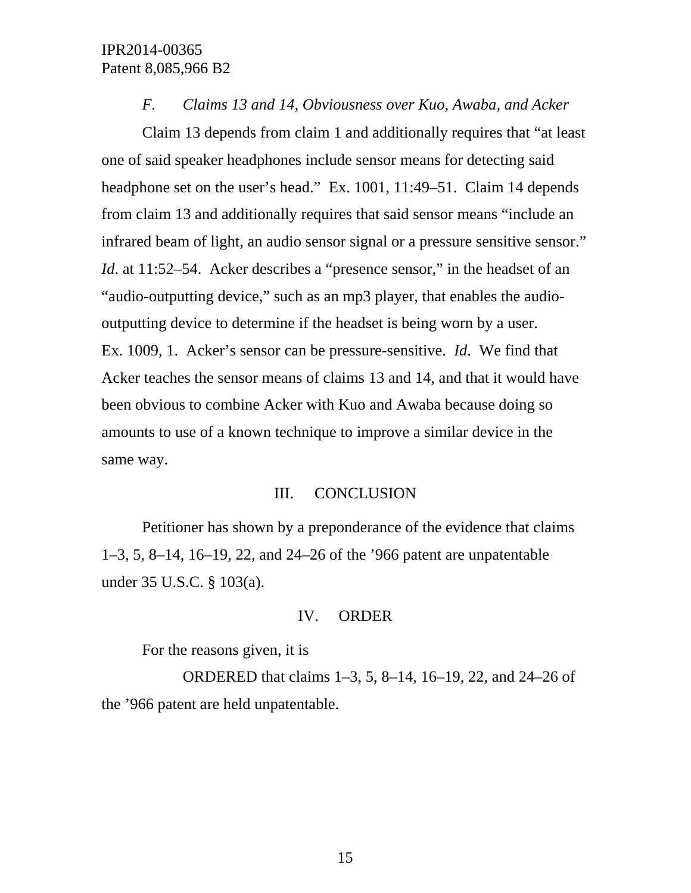### *F. Claims 13 and 14, Obviousness over Kuo, Awaba, and Acker*

Claim 13 depends from claim 1 and additionally requires that "at least one of said speaker headphones include sensor means for detecting said headphone set on the user's head." Ex. 1001, 11:49–51. Claim 14 depends from claim 13 and additionally requires that said sensor means "include an infrared beam of light, an audio sensor signal or a pressure sensitive sensor." *Id*. at 11:52–54. Acker describes a "presence sensor," in the headset of an "audio-outputting device," such as an mp3 player, that enables the audio-outputting device to determine if the headset is being worn by a user. Ex. 1009, 1. Acker's sensor can be pressure-sensitive. *Id*. We find that Acker teaches the sensor means of claims 13 and 14, and that it would have been obvious to combine Acker with Kuo and Awaba because doing so amounts to use of a known technique to improve a similar device in the same way.

## III. CONCLUSION

Petitioner has shown by a preponderance of the evidence that claims 1–3, 5, 8–14, 16–19, 22, and 24–26 of the '966 patent are unpatentable under 35 U.S.C. § 103(a).

## IV. ORDER

For the reasons given, it is

ORDERED that claims 1–3, 5, 8–14, 16–19, 22, and 24–26 of the '966 patent are held unpatentable.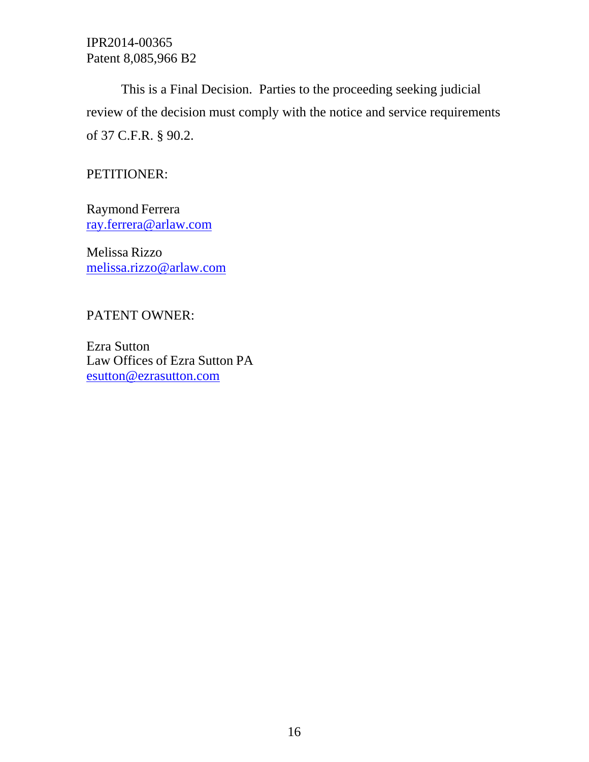This is a Final Decision. Parties to the proceeding seeking judicial review of the decision must comply with the notice and service requirements of 37 C.F.R. § 90.2.

PETITIONER:

Raymond Ferrera
ray.ferrera@arlaw.com

Melissa Rizzo
melissa.rizzo@arlaw.com

PATENT OWNER:

Ezra Sutton
Law Offices of Ezra Sutton PA
esutton@ezrasutton.com